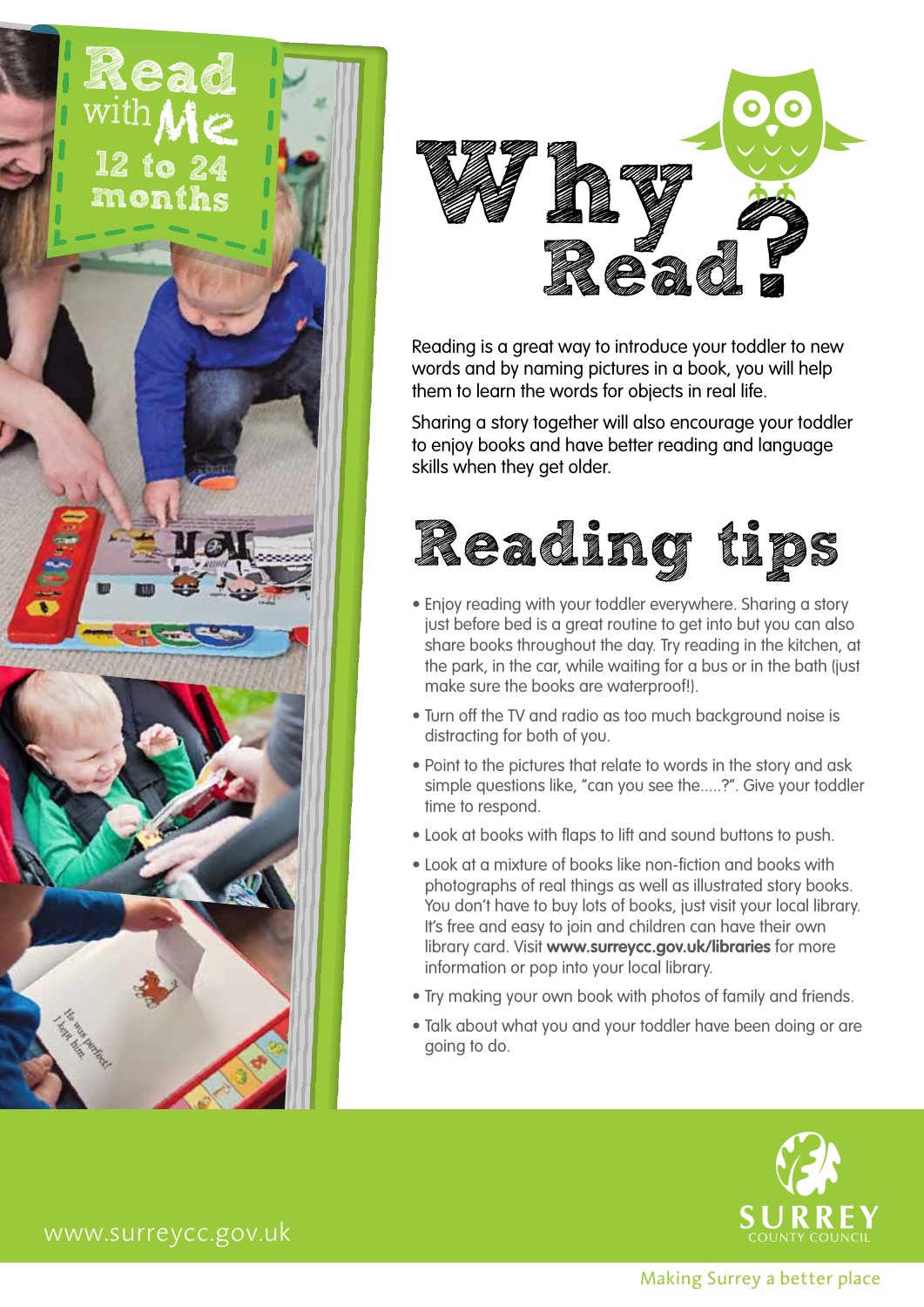# Read with Me

## 12 to 24 months

# Why Read?

Reading is a great way to introduce your toddler to new words and by naming pictures in a book, you will help them to learn the words for objects in real life.

Sharing a story together will also encourage your toddler to enjoy books and have better reading and language skills when they get older.

# Reading tips

- Enjoy reading with your toddler everywhere. Sharing a story just before bed is a great routine to get into but you can also share books throughout the day. Try reading in the kitchen, at the park, in the car, while waiting for a bus or in the bath (just make sure the books are waterproof!).
- Turn off the TV and radio as too much background noise is distracting for both of you.
- Point to the pictures that relate to words in the story and ask simple questions like, "can you see the.....?". Give your toddler time to respond.
- Look at books with flaps to lift and sound buttons to push.
- Look at a mixture of books like non-fiction and books with photographs of real things as well as illustrated story books. You don't have to buy lots of books, just visit your local library. It's free and easy to join and children can have their own library card. Visit **www.surreycc.gov.uk/libraries** for more information or pop into your local library.
- Try making your own book with photos of family and friends.
- Talk about what you and your toddler have been doing or are going to do.

www.surreycc.gov.uk

SURREY COUNTY COUNCIL

Making Surrey a better place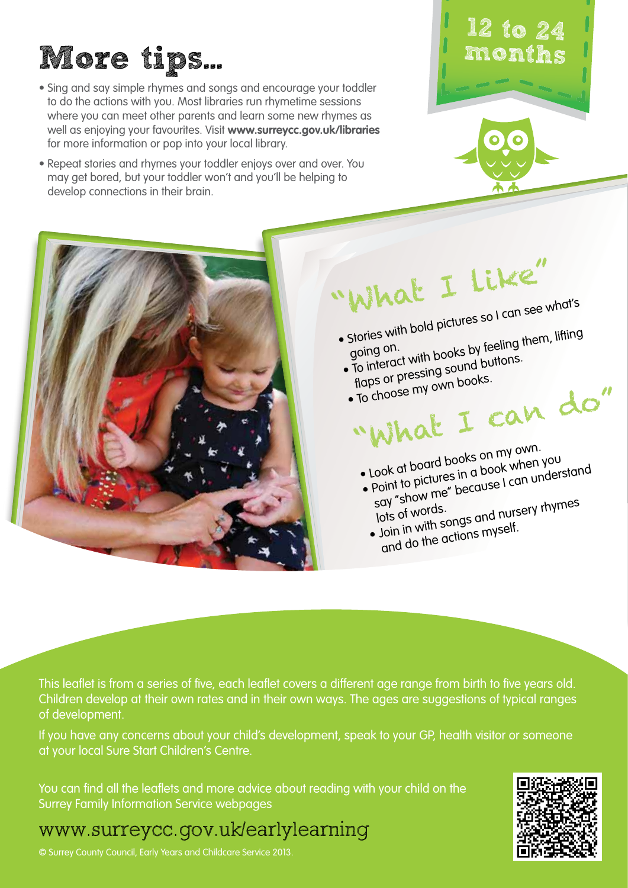# More tips...

- Sing and say simple rhymes and songs and encourage your toddler to do the actions with you. Most libraries run rhymetime sessions where you can meet other parents and learn some new rhymes as well as enjoying your favourites. Visit **www.surreycc.gov.uk/libraries** for more information or pop into your local library.
- Repeat stories and rhymes your toddler enjoys over and over. You may get bored, but your toddler won't and you'll be helping to develop connections in their brain.

12 to 24 months

## "What I like"

- Stories with bold pictures so I can see what's going on.
- To interact with books by feeling them, lifting flaps or pressing sound buttons.
- To choose my own books.

## "What I can do"

- Look at board books on my own.
- Point to pictures in a book when you say "show me" because I can understand lots of words.
- Join in with songs and nursery rhymes and do the actions myself.

This leaflet is from a series of five, each leaflet covers a different age range from birth to five years old. Children develop at their own rates and in their own ways. The ages are suggestions of typical ranges of development.

If you have any concerns about your child's development, speak to your GP, health visitor or someone at your local Sure Start Children's Centre.

You can find all the leaflets and more advice about reading with your child on the Surrey Family Information Service webpages

www.surreycc.gov.uk/earlylearning

© Surrey County Council, Early Years and Childcare Service 2013.